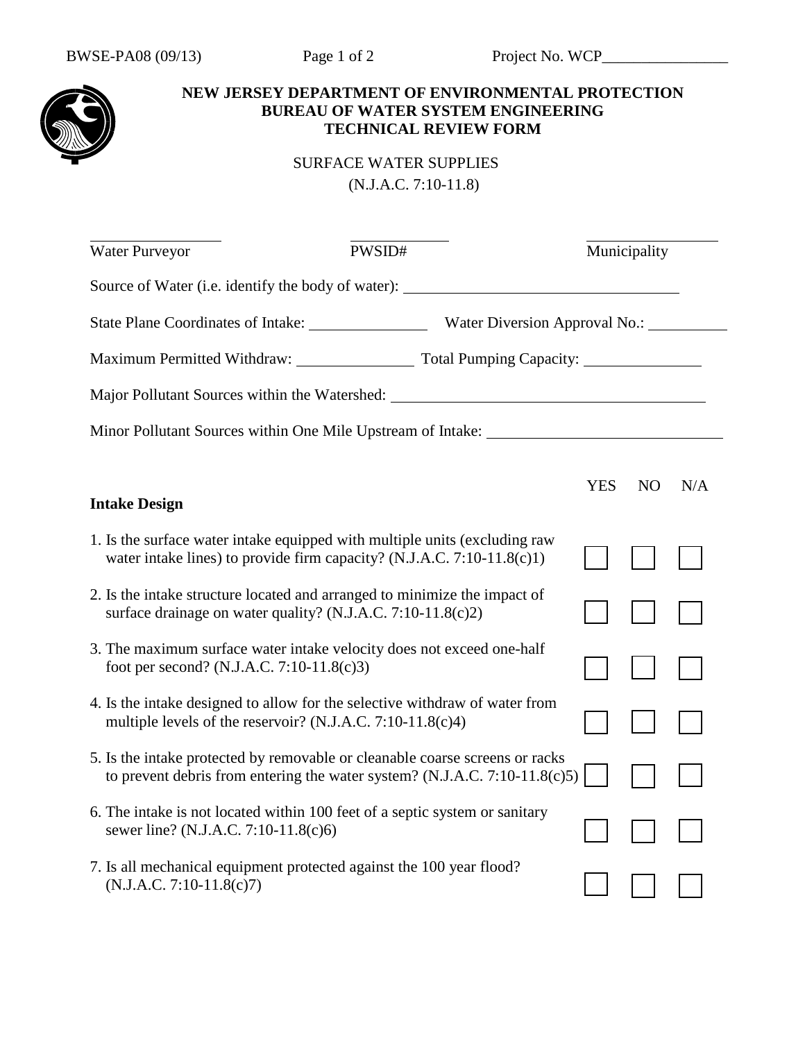BWSE-PA08 (09/13)

Project No. WCP________________

**NEW JERSEY DEPARTMENT OF ENVIRONMENTAL PROTECTION**
**BUREAU OF WATER SYSTEM ENGINEERING**
**TECHNICAL REVIEW FORM**

SURFACE WATER SUPPLIES
(N.J.A.C. 7:10-11.8)

________________ &nbsp;&nbsp;&nbsp;&nbsp; ____________ &nbsp;&nbsp;&nbsp;&nbsp; ________________
Water Purveyor &nbsp;&nbsp;&nbsp;&nbsp; PWSID# &nbsp;&nbsp;&nbsp;&nbsp; Municipality

Source of Water (i.e. identify the body of water): ____________________________________

State Plane Coordinates of Intake: _______________ Water Diversion Approval No.: __________

Maximum Permitted Withdraw: _______________ Total Pumping Capacity: _______________

Major Pollutant Sources within the Watershed: ________________________________________

Minor Pollutant Sources within One Mile Upstream of Intake: ______________________________

| **Intake Design** | YES | NO | N/A |
|---|---|---|---|
| 1. Is the surface water intake equipped with multiple units (excluding raw water intake lines) to provide firm capacity? (N.J.A.C. 7:10-11.8(c)1) | ☐ | ☐ | ☐ |
| 2. Is the intake structure located and arranged to minimize the impact of surface drainage on water quality? (N.J.A.C. 7:10-11.8(c)2) | ☐ | ☐ | ☐ |
| 3. The maximum surface water intake velocity does not exceed one-half foot per second? (N.J.A.C. 7:10-11.8(c)3) | ☐ | ☐ | ☐ |
| 4. Is the intake designed to allow for the selective withdraw of water from multiple levels of the reservoir? (N.J.A.C. 7:10-11.8(c)4) | ☐ | ☐ | ☐ |
| 5. Is the intake protected by removable or cleanable coarse screens or racks to prevent debris from entering the water system? (N.J.A.C. 7:10-11.8(c)5) | ☐ | ☐ | ☐ |
| 6. The intake is not located within 100 feet of a septic system or sanitary sewer line? (N.J.A.C. 7:10-11.8(c)6) | ☐ | ☐ | ☐ |
| 7. Is all mechanical equipment protected against the 100 year flood? (N.J.A.C. 7:10-11.8(c)7) | ☐ | ☐ | ☐ |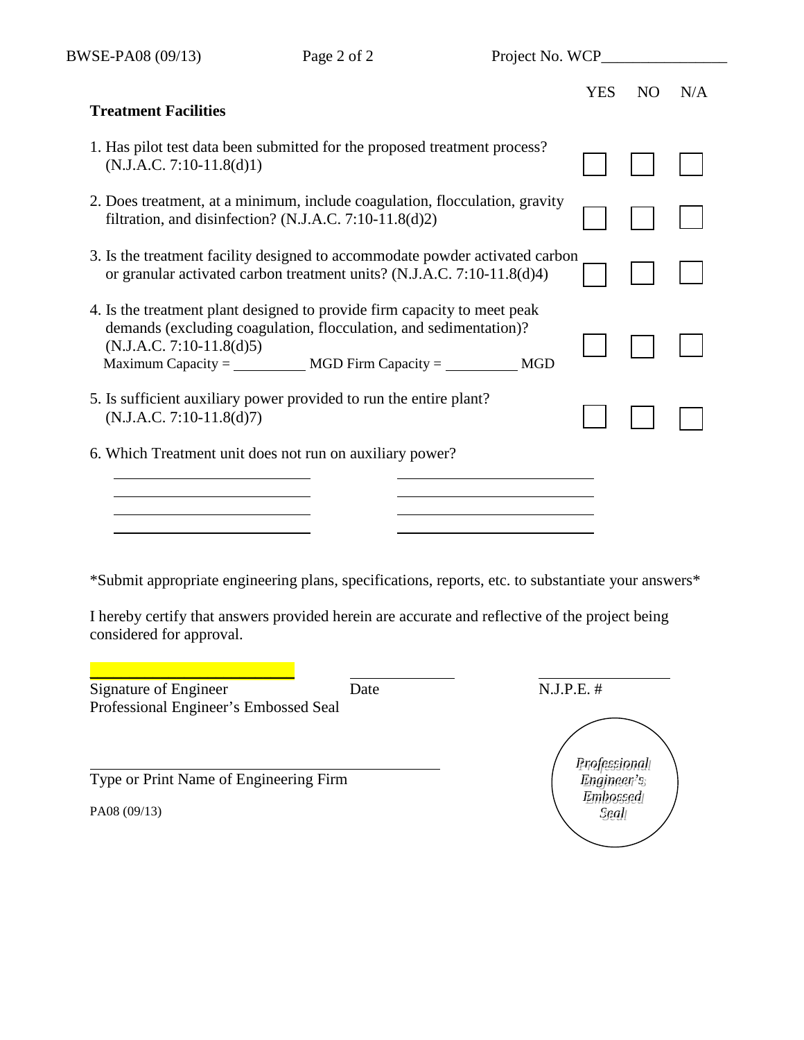| Treatment Facilities | YES | NO | N/A |
| --- | --- | --- | --- |
| 1. Has pilot test data been submitted for the proposed treatment process? (N.J.A.C. 7:10-11.8(d)1) | ☐ | ☐ | ☐ |
| 2. Does treatment, at a minimum, include coagulation, flocculation, gravity filtration, and disinfection? (N.J.A.C. 7:10-11.8(d)2) | ☐ | ☐ | ☐ |
| 3. Is the treatment facility designed to accommodate powder activated carbon or granular activated carbon treatment units? (N.J.A.C. 7:10-11.8(d)4) | ☐ | ☐ | ☐ |
| 4. Is the treatment plant designed to provide firm capacity to meet peak demands (excluding coagulation, flocculation, and sedimentation)? (N.J.A.C. 7:10-11.8(d)5) Maximum Capacity = __________ MGD Firm Capacity = __________ MGD | ☐ | ☐ | ☐ |
| 5. Is sufficient auxiliary power provided to run the entire plant? (N.J.A.C. 7:10-11.8(d)7) | ☐ | ☐ | ☐ |

6. Which Treatment unit does not run on auxiliary power?

____________________________ ____________________________

____________________________ ____________________________

____________________________ ____________________________

____________________________ ____________________________

*Submit appropriate engineering plans, specifications, reports, etc. to substantiate your answers*

I hereby certify that answers provided herein are accurate and reflective of the project being considered for approval.

____________________________ ______________ ________________

Signature of Engineer Date N.J.P.E. #

Professional Engineer's Embossed Seal

______________________________________________

Type or Print Name of Engineering Firm

*Professional Engineer's Embossed Seal*

PA08 (09/13)